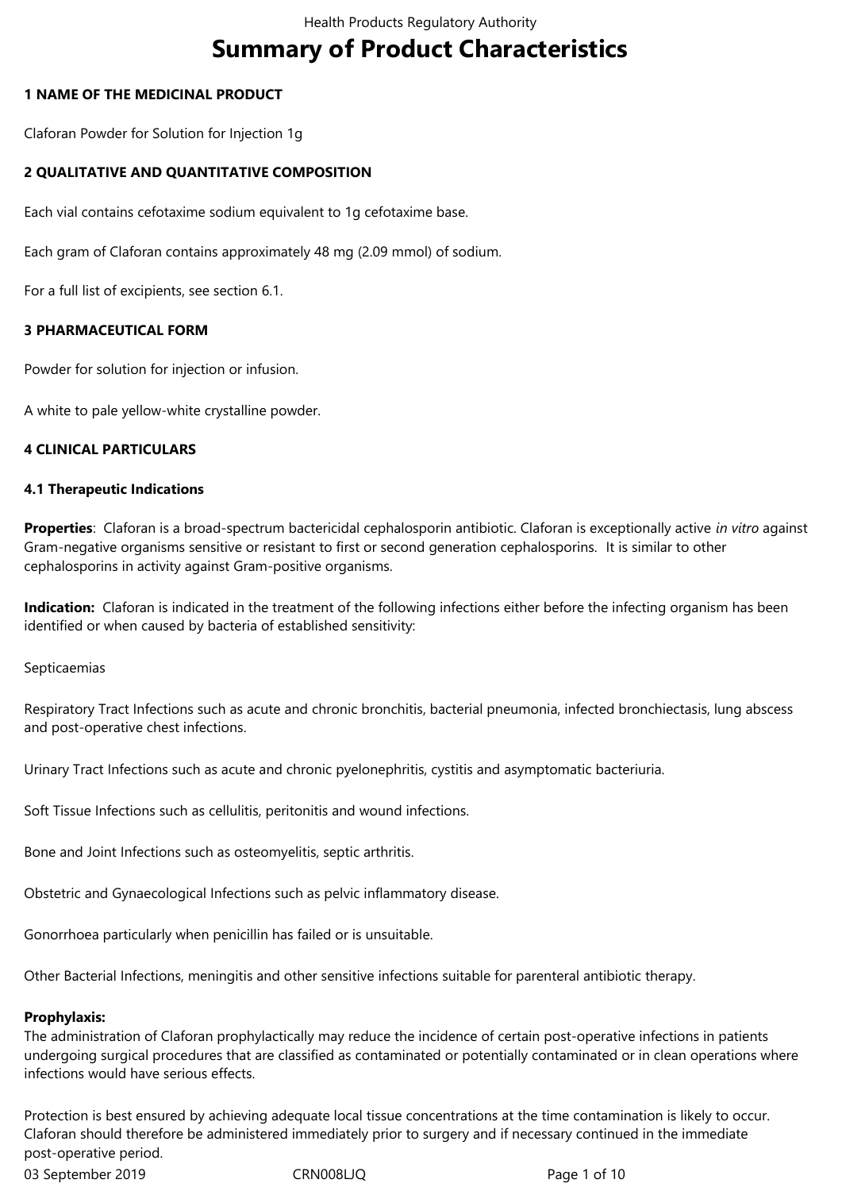# Summary of Product Characteristics

## 1 NAME OF THE MEDICINAL PRODUCT

Claforan Powder for Solution for Injection 1g

## 2 QUALITATIVE AND QUANTITATIVE COMPOSITION

Each vial contains cefotaxime sodium equivalent to 1g cefotaxime base.

Each gram of Claforan contains approximately 48 mg (2.09 mmol) of sodium.

For a full list of excipients, see section 6.1.

## 3 PHARMACEUTICAL FORM

Powder for solution for injection or infusion.

A white to pale yellow-white crystalline powder.

## 4 CLINICAL PARTICULARS

### 4.1 Therapeutic Indications

**Properties**: Claforan is a broad-spectrum bactericidal cephalosporin antibiotic. Claforan is exceptionally active *in vitro* against Gram-negative organisms sensitive or resistant to first or second generation cephalosporins. It is similar to other cephalosporins in activity against Gram-positive organisms.

**Indication:** Claforan is indicated in the treatment of the following infections either before the infecting organism has been identified or when caused by bacteria of established sensitivity:

Septicaemias

Respiratory Tract Infections such as acute and chronic bronchitis, bacterial pneumonia, infected bronchiectasis, lung abscess and post-operative chest infections.

Urinary Tract Infections such as acute and chronic pyelonephritis, cystitis and asymptomatic bacteriuria.

Soft Tissue Infections such as cellulitis, peritonitis and wound infections.

Bone and Joint Infections such as osteomyelitis, septic arthritis.

Obstetric and Gynaecological Infections such as pelvic inflammatory disease.

Gonorrhoea particularly when penicillin has failed or is unsuitable.

Other Bacterial Infections, meningitis and other sensitive infections suitable for parenteral antibiotic therapy.

**Prophylaxis:**
The administration of Claforan prophylactically may reduce the incidence of certain post-operative infections in patients undergoing surgical procedures that are classified as contaminated or potentially contaminated or in clean operations where infections would have serious effects.

Protection is best ensured by achieving adequate local tissue concentrations at the time contamination is likely to occur. Claforan should therefore be administered immediately prior to surgery and if necessary continued in the immediate post-operative period.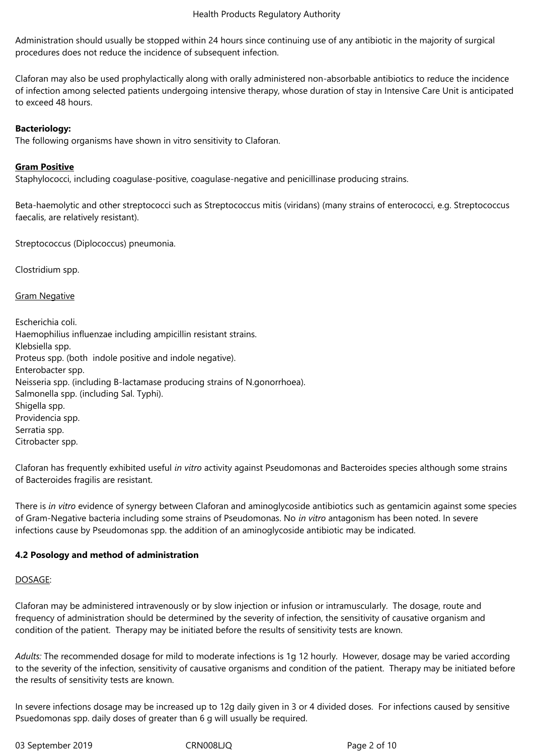Administration should usually be stopped within 24 hours since continuing use of any antibiotic in the majority of surgical procedures does not reduce the incidence of subsequent infection.

Claforan may also be used prophylactically along with orally administered non-absorbable antibiotics to reduce the incidence of infection among selected patients undergoing intensive therapy, whose duration of stay in Intensive Care Unit is anticipated to exceed 48 hours.

**Bacteriology:**
The following organisms have shown in vitro sensitivity to Claforan.

**Gram Positive**

Staphylococci, including coagulase-positive, coagulase-negative and penicillinase producing strains.

Beta-haemolytic and other streptococci such as Streptococcus mitis (viridans) (many strains of enterococci, e.g. Streptococcus faecalis, are relatively resistant).

Streptococcus (Diplococcus) pneumonia.

Clostridium spp.

Gram Negative

Escherichia coli.
Haemophilius influenzae including ampicillin resistant strains.
Klebsiella spp.
Proteus spp. (both indole positive and indole negative).
Enterobacter spp.
Neisseria spp. (including B-lactamase producing strains of N.gonorrhoea).
Salmonella spp. (including Sal. Typhi).
Shigella spp.
Providencia spp.
Serratia spp.
Citrobacter spp.

Claforan has frequently exhibited useful *in vitro* activity against Pseudomonas and Bacteroides species although some strains of Bacteroides fragilis are resistant.

There is *in vitro* evidence of synergy between Claforan and aminoglycoside antibiotics such as gentamicin against some species of Gram-Negative bacteria including some strains of Pseudomonas. No *in vitro* antagonism has been noted. In severe infections cause by Pseudomonas spp. the addition of an aminoglycoside antibiotic may be indicated.

**4.2 Posology and method of administration**

DOSAGE:

Claforan may be administered intravenously or by slow injection or infusion or intramuscularly. The dosage, route and frequency of administration should be determined by the severity of infection, the sensitivity of causative organism and condition of the patient. Therapy may be initiated before the results of sensitivity tests are known.

*Adults:* The recommended dosage for mild to moderate infections is 1g 12 hourly. However, dosage may be varied according to the severity of the infection, sensitivity of causative organisms and condition of the patient. Therapy may be initiated before the results of sensitivity tests are known.

In severe infections dosage may be increased up to 12g daily given in 3 or 4 divided doses. For infections caused by sensitive Psuedomonas spp. daily doses of greater than 6 g will usually be required.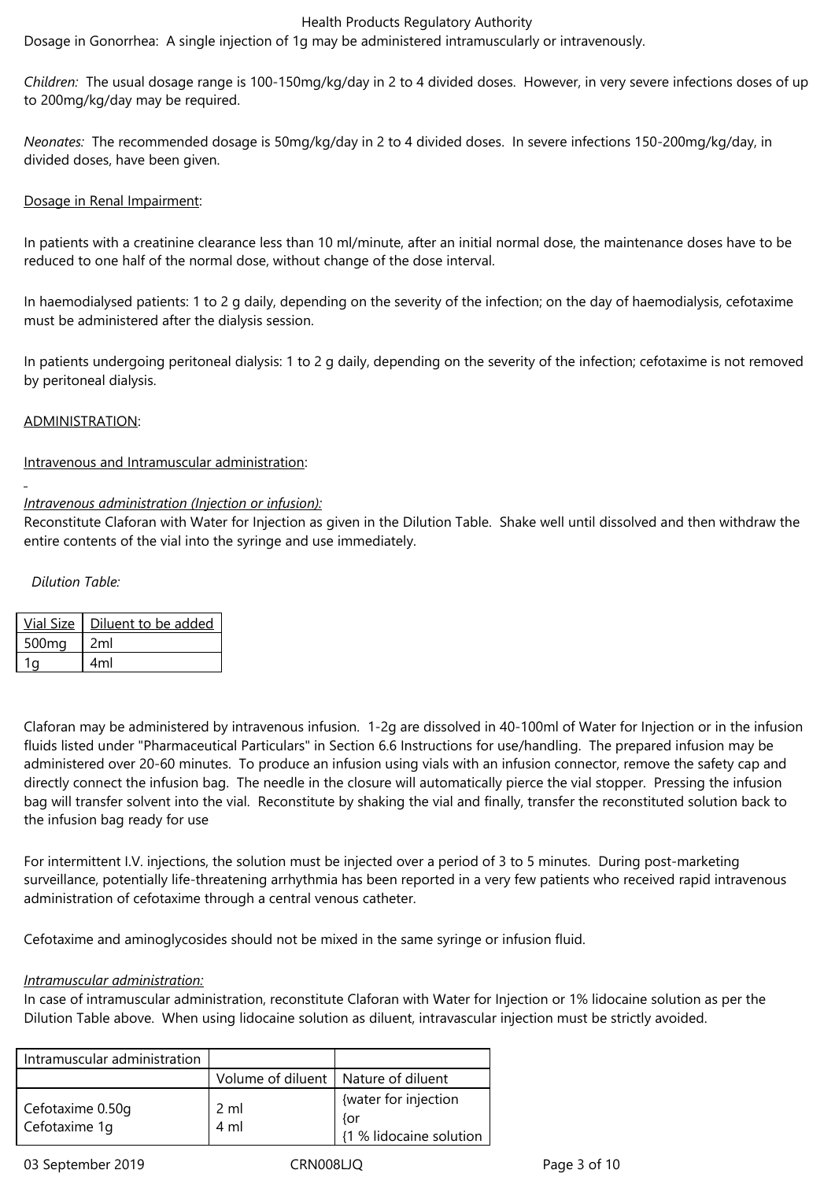Dosage in Gonorrhea: A single injection of 1g may be administered intramuscularly or intravenously.

*Children:* The usual dosage range is 100-150mg/kg/day in 2 to 4 divided doses. However, in very severe infections doses of up to 200mg/kg/day may be required.

*Neonates:* The recommended dosage is 50mg/kg/day in 2 to 4 divided doses. In severe infections 150-200mg/kg/day, in divided doses, have been given.

Dosage in Renal Impairment:

In patients with a creatinine clearance less than 10 ml/minute, after an initial normal dose, the maintenance doses have to be reduced to one half of the normal dose, without change of the dose interval.

In haemodialysed patients: 1 to 2 g daily, depending on the severity of the infection; on the day of haemodialysis, cefotaxime must be administered after the dialysis session.

In patients undergoing peritoneal dialysis: 1 to 2 g daily, depending on the severity of the infection; cefotaxime is not removed by peritoneal dialysis.

ADMINISTRATION:

Intravenous and Intramuscular administration:

*Intravenous administration (Injection or infusion):*
Reconstitute Claforan with Water for Injection as given in the Dilution Table. Shake well until dissolved and then withdraw the entire contents of the vial into the syringe and use immediately.

*Dilution Table:*

| Vial Size | Diluent to be added |
|---|---|
| 500mg | 2ml |
| 1g | 4ml |

Claforan may be administered by intravenous infusion. 1-2g are dissolved in 40-100ml of Water for Injection or in the infusion fluids listed under "Pharmaceutical Particulars" in Section 6.6 Instructions for use/handling. The prepared infusion may be administered over 20-60 minutes. To produce an infusion using vials with an infusion connector, remove the safety cap and directly connect the infusion bag. The needle in the closure will automatically pierce the vial stopper. Pressing the infusion bag will transfer solvent into the vial. Reconstitute by shaking the vial and finally, transfer the reconstituted solution back to the infusion bag ready for use

For intermittent I.V. injections, the solution must be injected over a period of 3 to 5 minutes. During post-marketing surveillance, potentially life-threatening arrhythmia has been reported in a very few patients who received rapid intravenous administration of cefotaxime through a central venous catheter.

Cefotaxime and aminoglycosides should not be mixed in the same syringe or infusion fluid.

*Intramuscular administration:*
In case of intramuscular administration, reconstitute Claforan with Water for Injection or 1% lidocaine solution as per the Dilution Table above. When using lidocaine solution as diluent, intravascular injection must be strictly avoided.

| Intramuscular administration | | |
|---|---|---|
| | Volume of diluent | Nature of diluent |
| Cefotaxime 0.50g<br>Cefotaxime 1g | 2 ml<br>4 ml | {water for injection<br>{or<br>{1 % lidocaine solution |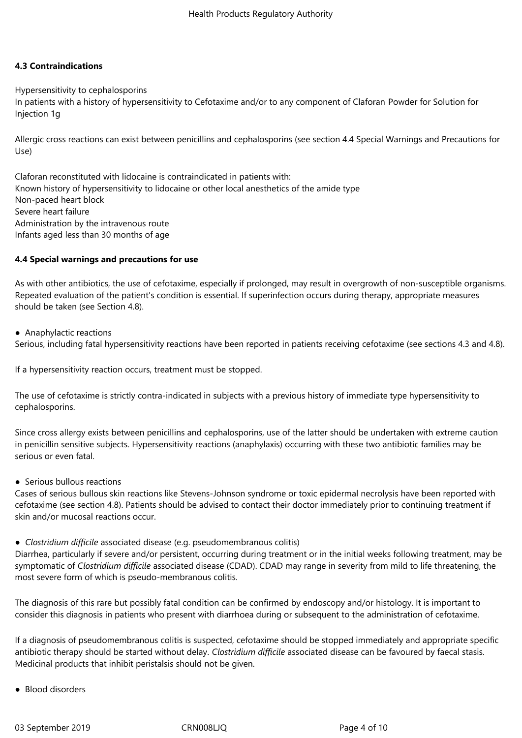**4.3 Contraindications**

Hypersensitivity to cephalosporins
In patients with a history of hypersensitivity to Cefotaxime and/or to any component of Claforan Powder for Solution for Injection 1g

Allergic cross reactions can exist between penicillins and cephalosporins (see section 4.4 Special Warnings and Precautions for Use)

Claforan reconstituted with lidocaine is contraindicated in patients with:
Known history of hypersensitivity to lidocaine or other local anesthetics of the amide type
Non-paced heart block
Severe heart failure
Administration by the intravenous route
Infants aged less than 30 months of age

**4.4 Special warnings and precautions for use**

As with other antibiotics, the use of cefotaxime, especially if prolonged, may result in overgrowth of non-susceptible organisms. Repeated evaluation of the patient's condition is essential. If superinfection occurs during therapy, appropriate measures should be taken (see Section 4.8).

- Anaphylactic reactions

Serious, including fatal hypersensitivity reactions have been reported in patients receiving cefotaxime (see sections 4.3 and 4.8).

If a hypersensitivity reaction occurs, treatment must be stopped.

The use of cefotaxime is strictly contra-indicated in subjects with a previous history of immediate type hypersensitivity to cephalosporins.

Since cross allergy exists between penicillins and cephalosporins, use of the latter should be undertaken with extreme caution in penicillin sensitive subjects. Hypersensitivity reactions (anaphylaxis) occurring with these two antibiotic families may be serious or even fatal.

- Serious bullous reactions

Cases of serious bullous skin reactions like Stevens-Johnson syndrome or toxic epidermal necrolysis have been reported with cefotaxime (see section 4.8). Patients should be advised to contact their doctor immediately prior to continuing treatment if skin and/or mucosal reactions occur.

- *Clostridium difficile* associated disease (e.g. pseudomembranous colitis)

Diarrhea, particularly if severe and/or persistent, occurring during treatment or in the initial weeks following treatment, may be symptomatic of *Clostridium difficile* associated disease (CDAD). CDAD may range in severity from mild to life threatening, the most severe form of which is pseudo-membranous colitis.

The diagnosis of this rare but possibly fatal condition can be confirmed by endoscopy and/or histology. It is important to consider this diagnosis in patients who present with diarrhoea during or subsequent to the administration of cefotaxime.

If a diagnosis of pseudomembranous colitis is suspected, cefotaxime should be stopped immediately and appropriate specific antibiotic therapy should be started without delay. *Clostridium difficile* associated disease can be favoured by faecal stasis. Medicinal products that inhibit peristalsis should not be given.

- Blood disorders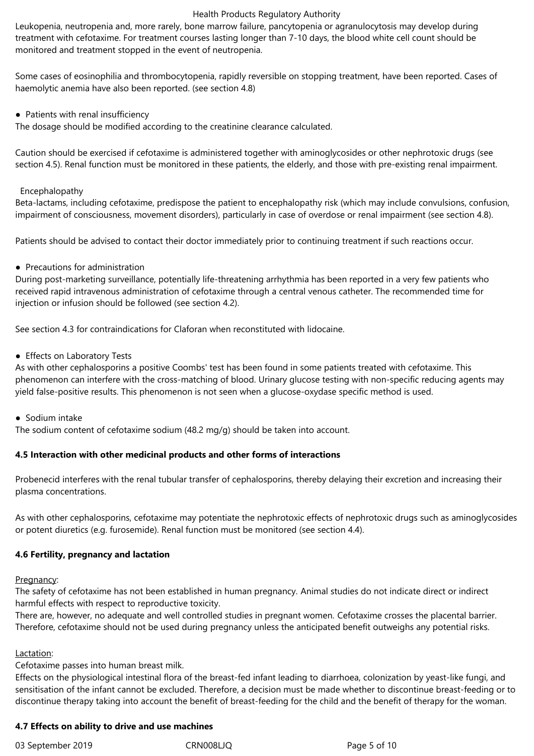Leukopenia, neutropenia and, more rarely, bone marrow failure, pancytopenia or agranulocytosis may develop during treatment with cefotaxime. For treatment courses lasting longer than 7-10 days, the blood white cell count should be monitored and treatment stopped in the event of neutropenia.

Some cases of eosinophilia and thrombocytopenia, rapidly reversible on stopping treatment, have been reported. Cases of haemolytic anemia have also been reported. (see section 4.8)

- Patients with renal insufficiency

The dosage should be modified according to the creatinine clearance calculated.

Caution should be exercised if cefotaxime is administered together with aminoglycosides or other nephrotoxic drugs (see section 4.5). Renal function must be monitored in these patients, the elderly, and those with pre-existing renal impairment.

Encephalopathy

Beta-lactams, including cefotaxime, predispose the patient to encephalopathy risk (which may include convulsions, confusion, impairment of consciousness, movement disorders), particularly in case of overdose or renal impairment (see section 4.8).

Patients should be advised to contact their doctor immediately prior to continuing treatment if such reactions occur.

- Precautions for administration

During post-marketing surveillance, potentially life-threatening arrhythmia has been reported in a very few patients who received rapid intravenous administration of cefotaxime through a central venous catheter. The recommended time for injection or infusion should be followed (see section 4.2).

See section 4.3 for contraindications for Claforan when reconstituted with lidocaine.

- Effects on Laboratory Tests

As with other cephalosporins a positive Coombs' test has been found in some patients treated with cefotaxime. This phenomenon can interfere with the cross-matching of blood. Urinary glucose testing with non-specific reducing agents may yield false-positive results. This phenomenon is not seen when a glucose-oxydase specific method is used.

- Sodium intake

The sodium content of cefotaxime sodium (48.2 mg/g) should be taken into account.

**4.5 Interaction with other medicinal products and other forms of interactions**

Probenecid interferes with the renal tubular transfer of cephalosporins, thereby delaying their excretion and increasing their plasma concentrations.

As with other cephalosporins, cefotaxime may potentiate the nephrotoxic effects of nephrotoxic drugs such as aminoglycosides or potent diuretics (e.g. furosemide). Renal function must be monitored (see section 4.4).

**4.6 Fertility, pregnancy and lactation**

Pregnancy:

The safety of cefotaxime has not been established in human pregnancy. Animal studies do not indicate direct or indirect harmful effects with respect to reproductive toxicity.
There are, however, no adequate and well controlled studies in pregnant women. Cefotaxime crosses the placental barrier. Therefore, cefotaxime should not be used during pregnancy unless the anticipated benefit outweighs any potential risks.

Lactation:

Cefotaxime passes into human breast milk.
Effects on the physiological intestinal flora of the breast-fed infant leading to diarrhoea, colonization by yeast-like fungi, and sensitisation of the infant cannot be excluded. Therefore, a decision must be made whether to discontinue breast-feeding or to discontinue therapy taking into account the benefit of breast-feeding for the child and the benefit of therapy for the woman.

**4.7 Effects on ability to drive and use machines**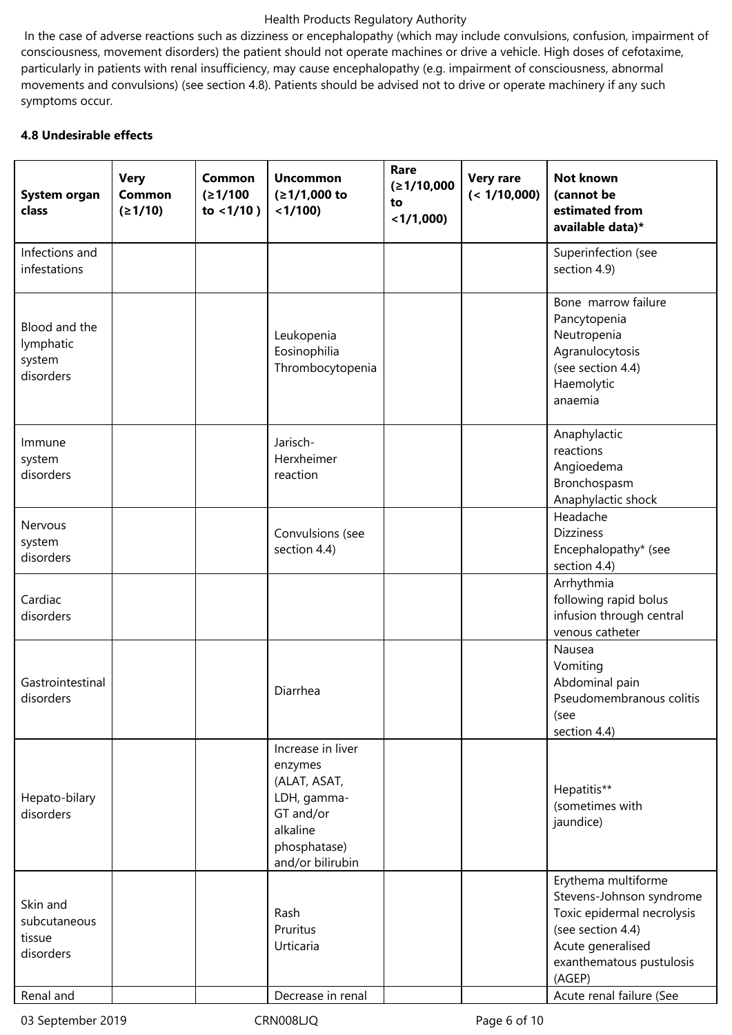In the case of adverse reactions such as dizziness or encephalopathy (which may include convulsions, confusion, impairment of consciousness, movement disorders) the patient should not operate machines or drive a vehicle. High doses of cefotaxime, particularly in patients with renal insufficiency, may cause encephalopathy (e.g. impairment of consciousness, abnormal movements and convulsions) (see section 4.8). Patients should be advised not to drive or operate machinery if any such symptoms occur.

**4.8 Undesirable effects**

| System organ class | Very Common (≥1/10) | Common (≥1/100 to <1/10 ) | Uncommon (≥1/1,000 to <1/100) | Rare (≥1/10,000 to <1/1,000) | Very rare (< 1/10,000) | Not known (cannot be estimated from available data)* |
|---|---|---|---|---|---|---|
| Infections and infestations | | | | | | Superinfection (see section 4.9) |
| Blood and the lymphatic system disorders | | | Leukopenia<br>Eosinophilia<br>Thrombocytopenia | | | Bone marrow failure<br>Pancytopenia<br>Neutropenia<br>Agranulocytosis (see section 4.4)<br>Haemolytic anaemia |
| Immune system disorders | | | Jarisch-Herxheimer reaction | | | Anaphylactic reactions<br>Angioedema<br>Bronchospasm<br>Anaphylactic shock |
| Nervous system disorders | | | Convulsions (see section 4.4) | | | Headache<br>Dizziness<br>Encephalopathy* (see section 4.4) |
| Cardiac disorders | | | | | | Arrhythmia following rapid bolus infusion through central venous catheter |
| Gastrointestinal disorders | | | Diarrhea | | | Nausea<br>Vomiting<br>Abdominal pain<br>Pseudomembranous colitis (see section 4.4) |
| Hepato-bilary disorders | | | Increase in liver enzymes (ALAT, ASAT, LDH, gamma-GT and/or alkaline phosphatase) and/or bilirubin | | | Hepatitis** (sometimes with jaundice) |
| Skin and subcutaneous tissue disorders | | | Rash<br>Pruritus<br>Urticaria | | | Erythema multiforme<br>Stevens-Johnson syndrome<br>Toxic epidermal necrolysis (see section 4.4)<br>Acute generalised exanthematous pustulosis (AGEP) |
| Renal and | | | Decrease in renal | | | Acute renal failure (See |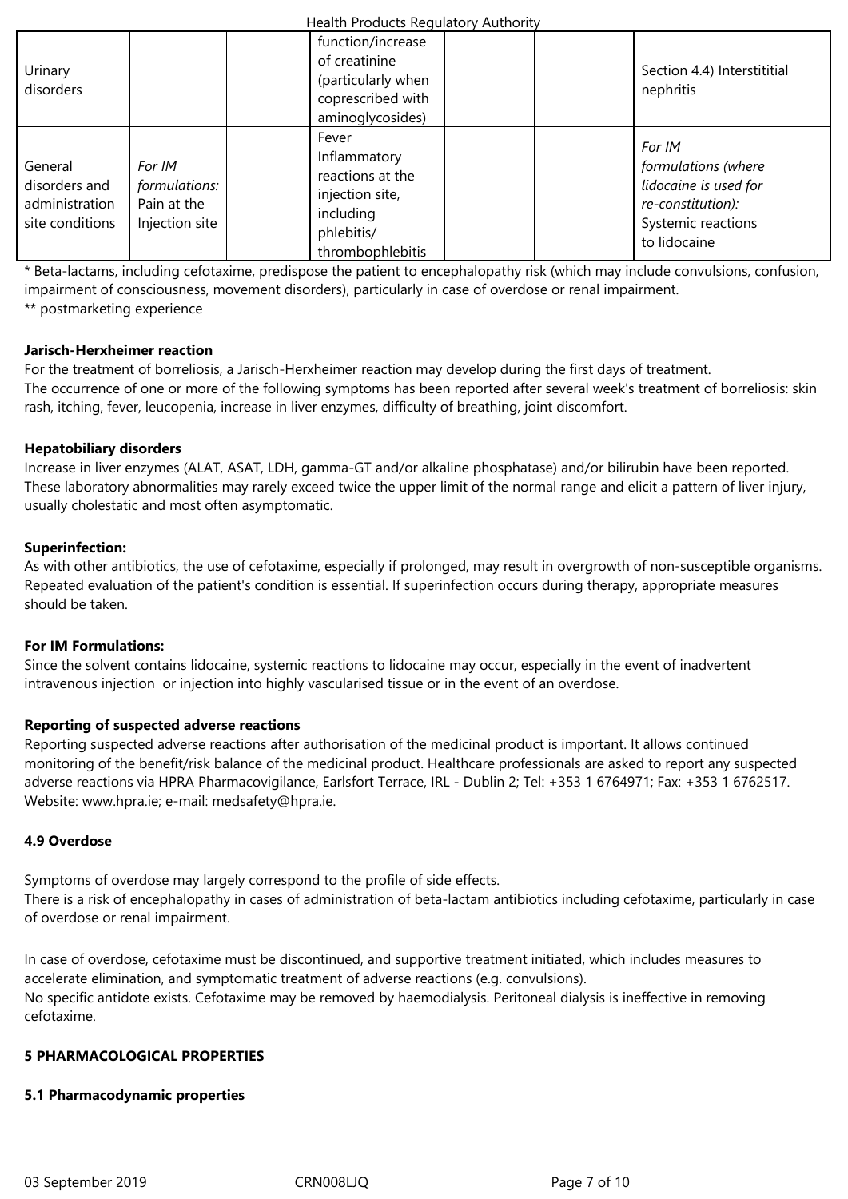| | | | | | | |
|---|---|---|---|---|---|---|
| Urinary disorders | | | function/increase of creatinine (particularly when coprescribed with aminoglycosides) | | | Section 4.4) Interstititial nephritis |
| General disorders and administration site conditions | *For IM formulations:* Pain at the Injection site | | Fever Inflammatory reactions at the injection site, including phlebitis/ thrombophlebitis | | | *For IM formulations (where lidocaine is used for re-constitution):* Systemic reactions to lidocaine |

\* Beta-lactams, including cefotaxime, predispose the patient to encephalopathy risk (which may include convulsions, confusion, impairment of consciousness, movement disorders), particularly in case of overdose or renal impairment.
\*\* postmarketing experience

**Jarisch-Herxheimer reaction**

For the treatment of borreliosis, a Jarisch-Herxheimer reaction may develop during the first days of treatment.
The occurrence of one or more of the following symptoms has been reported after several week's treatment of borreliosis: skin rash, itching, fever, leucopenia, increase in liver enzymes, difficulty of breathing, joint discomfort.

**Hepatobiliary disorders**

Increase in liver enzymes (ALAT, ASAT, LDH, gamma-GT and/or alkaline phosphatase) and/or bilirubin have been reported. These laboratory abnormalities may rarely exceed twice the upper limit of the normal range and elicit a pattern of liver injury, usually cholestatic and most often asymptomatic.

**Superinfection:**

As with other antibiotics, the use of cefotaxime, especially if prolonged, may result in overgrowth of non-susceptible organisms. Repeated evaluation of the patient's condition is essential. If superinfection occurs during therapy, appropriate measures should be taken.

**For IM Formulations:**

Since the solvent contains lidocaine, systemic reactions to lidocaine may occur, especially in the event of inadvertent intravenous injection or injection into highly vascularised tissue or in the event of an overdose.

**Reporting of suspected adverse reactions**

Reporting suspected adverse reactions after authorisation of the medicinal product is important. It allows continued monitoring of the benefit/risk balance of the medicinal product. Healthcare professionals are asked to report any suspected adverse reactions via HPRA Pharmacovigilance, Earlsfort Terrace, IRL - Dublin 2; Tel: +353 1 6764971; Fax: +353 1 6762517. Website: www.hpra.ie; e-mail: medsafety@hpra.ie.

## 4.9 Overdose

Symptoms of overdose may largely correspond to the profile of side effects.
There is a risk of encephalopathy in cases of administration of beta-lactam antibiotics including cefotaxime, particularly in case of overdose or renal impairment.

In case of overdose, cefotaxime must be discontinued, and supportive treatment initiated, which includes measures to accelerate elimination, and symptomatic treatment of adverse reactions (e.g. convulsions).
No specific antidote exists. Cefotaxime may be removed by haemodialysis. Peritoneal dialysis is ineffective in removing cefotaxime.

# 5 PHARMACOLOGICAL PROPERTIES

## 5.1 Pharmacodynamic properties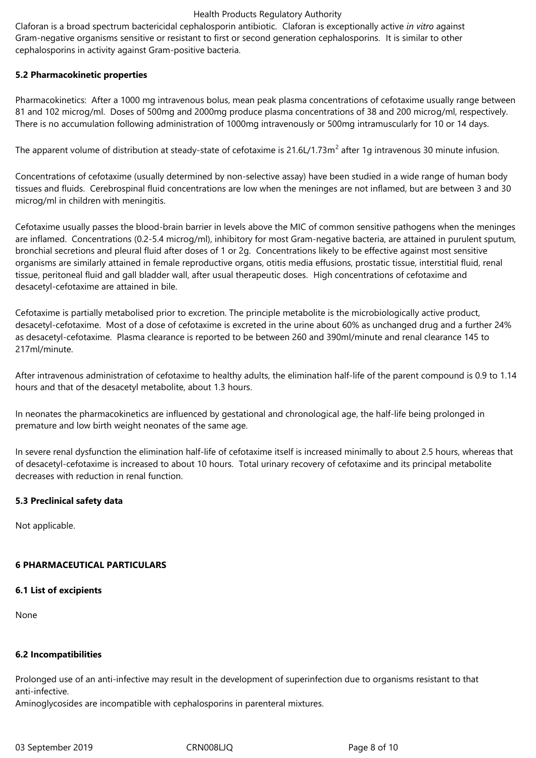Claforan is a broad spectrum bactericidal cephalosporin antibiotic. Claforan is exceptionally active *in vitro* against Gram-negative organisms sensitive or resistant to first or second generation cephalosporins. It is similar to other cephalosporins in activity against Gram-positive bacteria.

### 5.2 Pharmacokinetic properties

Pharmacokinetics: After a 1000 mg intravenous bolus, mean peak plasma concentrations of cefotaxime usually range between 81 and 102 microg/ml. Doses of 500mg and 2000mg produce plasma concentrations of 38 and 200 microg/ml, respectively. There is no accumulation following administration of 1000mg intravenously or 500mg intramuscularly for 10 or 14 days.

The apparent volume of distribution at steady-state of cefotaxime is 21.6L/1.73m$^2$ after 1g intravenous 30 minute infusion.

Concentrations of cefotaxime (usually determined by non-selective assay) have been studied in a wide range of human body tissues and fluids. Cerebrospinal fluid concentrations are low when the meninges are not inflamed, but are between 3 and 30 microg/ml in children with meningitis.

Cefotaxime usually passes the blood-brain barrier in levels above the MIC of common sensitive pathogens when the meninges are inflamed. Concentrations (0.2-5.4 microg/ml), inhibitory for most Gram-negative bacteria, are attained in purulent sputum, bronchial secretions and pleural fluid after doses of 1 or 2g. Concentrations likely to be effective against most sensitive organisms are similarly attained in female reproductive organs, otitis media effusions, prostatic tissue, interstitial fluid, renal tissue, peritoneal fluid and gall bladder wall, after usual therapeutic doses. High concentrations of cefotaxime and desacetyl-cefotaxime are attained in bile.

Cefotaxime is partially metabolised prior to excretion. The principle metabolite is the microbiologically active product, desacetyl-cefotaxime. Most of a dose of cefotaxime is excreted in the urine about 60% as unchanged drug and a further 24% as desacetyl-cefotaxime. Plasma clearance is reported to be between 260 and 390ml/minute and renal clearance 145 to 217ml/minute.

After intravenous administration of cefotaxime to healthy adults, the elimination half-life of the parent compound is 0.9 to 1.14 hours and that of the desacetyl metabolite, about 1.3 hours.

In neonates the pharmacokinetics are influenced by gestational and chronological age, the half-life being prolonged in premature and low birth weight neonates of the same age.

In severe renal dysfunction the elimination half-life of cefotaxime itself is increased minimally to about 2.5 hours, whereas that of desacetyl-cefotaxime is increased to about 10 hours. Total urinary recovery of cefotaxime and its principal metabolite decreases with reduction in renal function.

### 5.3 Preclinical safety data

Not applicable.

## 6 PHARMACEUTICAL PARTICULARS

### 6.1 List of excipients

None

### 6.2 Incompatibilities

Prolonged use of an anti-infective may result in the development of superinfection due to organisms resistant to that anti-infective.
Aminoglycosides are incompatible with cephalosporins in parenteral mixtures.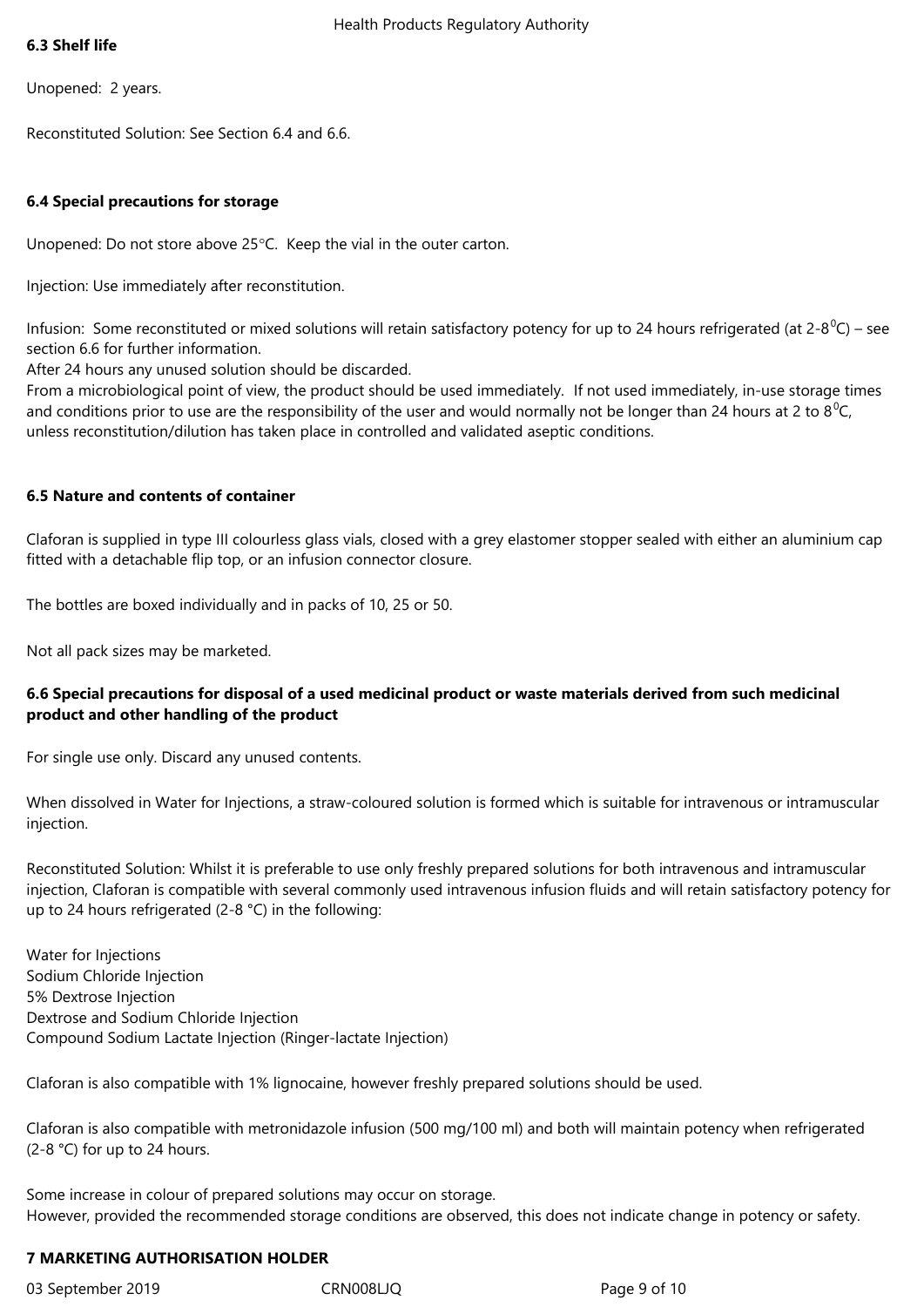**6.3 Shelf life**

Unopened: 2 years.

Reconstituted Solution: See Section 6.4 and 6.6.

**6.4 Special precautions for storage**

Unopened: Do not store above 25°C. Keep the vial in the outer carton.

Injection: Use immediately after reconstitution.

Infusion: Some reconstituted or mixed solutions will retain satisfactory potency for up to 24 hours refrigerated (at 2-8$^0$C) – see section 6.6 for further information.
After 24 hours any unused solution should be discarded.
From a microbiological point of view, the product should be used immediately. If not used immediately, in-use storage times and conditions prior to use are the responsibility of the user and would normally not be longer than 24 hours at 2 to 8$^0$C, unless reconstitution/dilution has taken place in controlled and validated aseptic conditions.

**6.5 Nature and contents of container**

Claforan is supplied in type III colourless glass vials, closed with a grey elastomer stopper sealed with either an aluminium cap fitted with a detachable flip top, or an infusion connector closure.

The bottles are boxed individually and in packs of 10, 25 or 50.

Not all pack sizes may be marketed.

**6.6 Special precautions for disposal of a used medicinal product or waste materials derived from such medicinal product and other handling of the product**

For single use only. Discard any unused contents.

When dissolved in Water for Injections, a straw-coloured solution is formed which is suitable for intravenous or intramuscular injection.

Reconstituted Solution: Whilst it is preferable to use only freshly prepared solutions for both intravenous and intramuscular injection, Claforan is compatible with several commonly used intravenous infusion fluids and will retain satisfactory potency for up to 24 hours refrigerated (2-8 °C) in the following:

Water for Injections
Sodium Chloride Injection
5% Dextrose Injection
Dextrose and Sodium Chloride Injection
Compound Sodium Lactate Injection (Ringer-lactate Injection)

Claforan is also compatible with 1% lignocaine, however freshly prepared solutions should be used.

Claforan is also compatible with metronidazole infusion (500 mg/100 ml) and both will maintain potency when refrigerated (2-8 °C) for up to 24 hours.

Some increase in colour of prepared solutions may occur on storage.
However, provided the recommended storage conditions are observed, this does not indicate change in potency or safety.

**7 MARKETING AUTHORISATION HOLDER**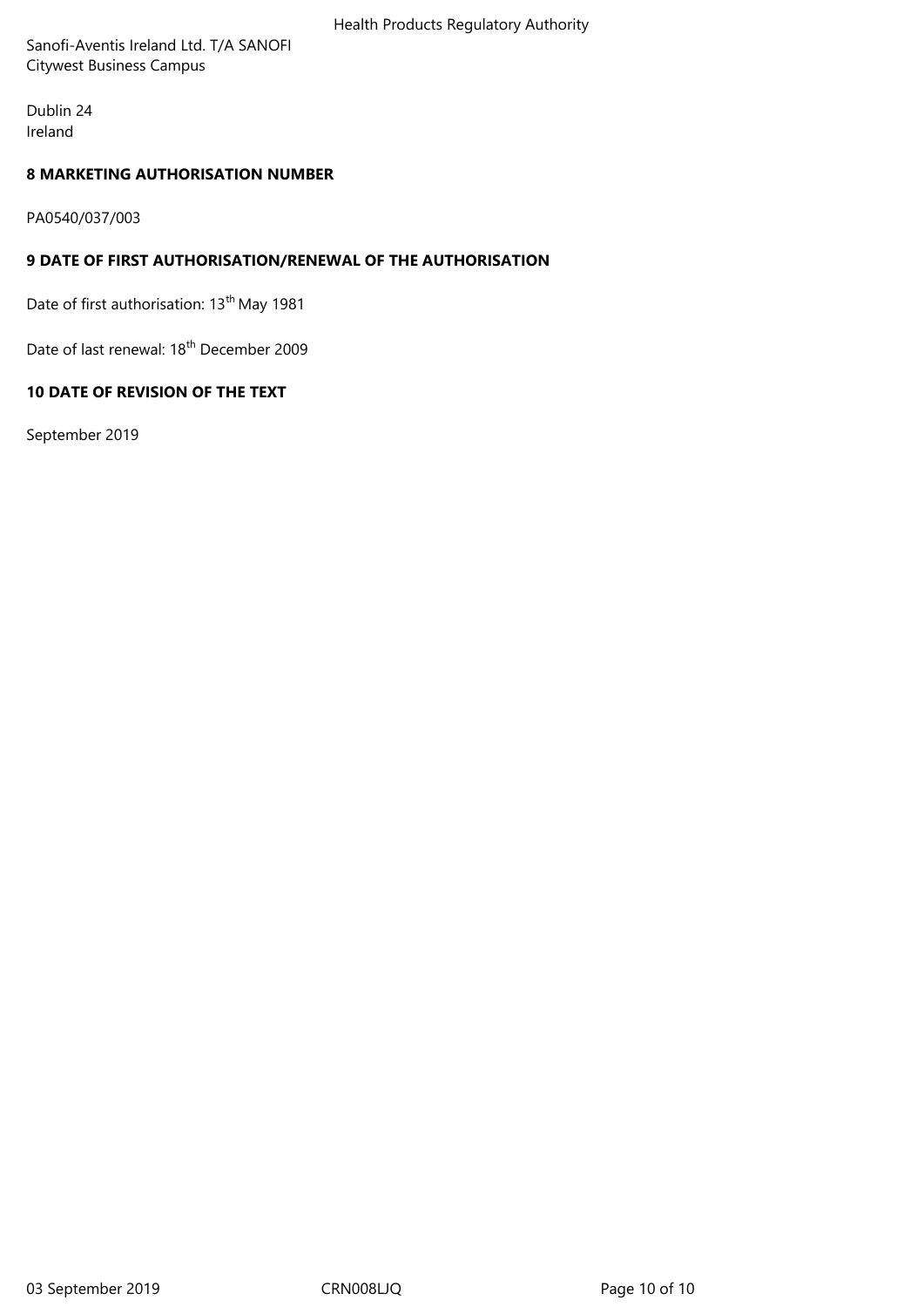Sanofi-Aventis Ireland Ltd. T/A SANOFI
Citywest Business Campus

Dublin 24
Ireland

## 8 MARKETING AUTHORISATION NUMBER

PA0540/037/003

## 9 DATE OF FIRST AUTHORISATION/RENEWAL OF THE AUTHORISATION

Date of first authorisation: 13th May 1981

Date of last renewal: 18th December 2009

## 10 DATE OF REVISION OF THE TEXT

September 2019